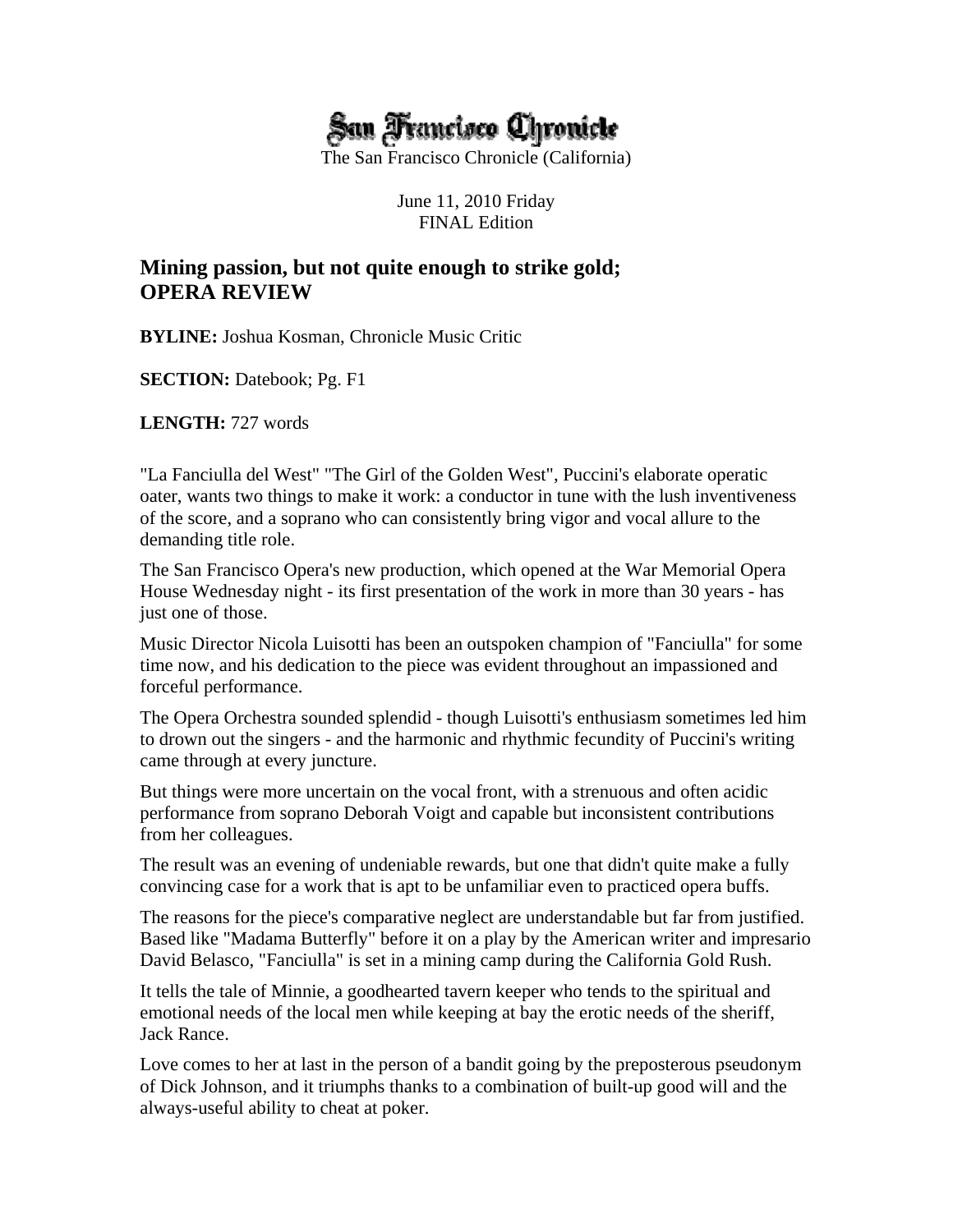San Francisco Chronicle

The San Francisco Chronicle (California)

June 11, 2010 Friday
FINAL Edition

## Mining passion, but not quite enough to strike gold; OPERA REVIEW

**BYLINE:** Joshua Kosman, Chronicle Music Critic

**SECTION:** Datebook; Pg. F1

**LENGTH:** 727 words

"La Fanciulla del West" "The Girl of the Golden West", Puccini's elaborate operatic oater, wants two things to make it work: a conductor in tune with the lush inventiveness of the score, and a soprano who can consistently bring vigor and vocal allure to the demanding title role.

The San Francisco Opera's new production, which opened at the War Memorial Opera House Wednesday night - its first presentation of the work in more than 30 years - has just one of those.

Music Director Nicola Luisotti has been an outspoken champion of "Fanciulla" for some time now, and his dedication to the piece was evident throughout an impassioned and forceful performance.

The Opera Orchestra sounded splendid - though Luisotti's enthusiasm sometimes led him to drown out the singers - and the harmonic and rhythmic fecundity of Puccini's writing came through at every juncture.

But things were more uncertain on the vocal front, with a strenuous and often acidic performance from soprano Deborah Voigt and capable but inconsistent contributions from her colleagues.

The result was an evening of undeniable rewards, but one that didn't quite make a fully convincing case for a work that is apt to be unfamiliar even to practiced opera buffs.

The reasons for the piece's comparative neglect are understandable but far from justified. Based like "Madama Butterfly" before it on a play by the American writer and impresario David Belasco, "Fanciulla" is set in a mining camp during the California Gold Rush.

It tells the tale of Minnie, a goodhearted tavern keeper who tends to the spiritual and emotional needs of the local men while keeping at bay the erotic needs of the sheriff, Jack Rance.

Love comes to her at last in the person of a bandit going by the preposterous pseudonym of Dick Johnson, and it triumphs thanks to a combination of built-up good will and the always-useful ability to cheat at poker.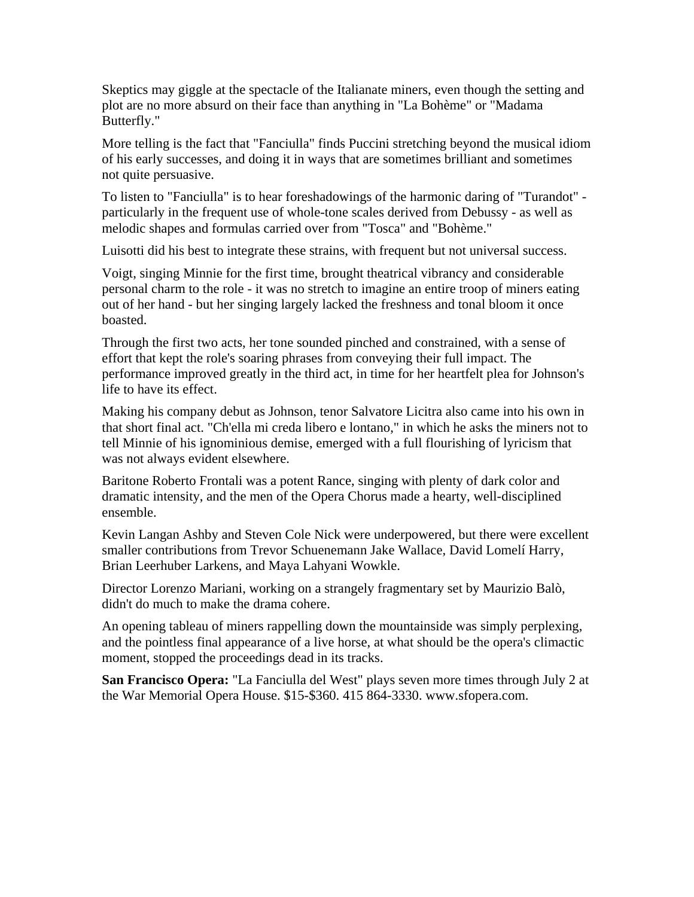Skeptics may giggle at the spectacle of the Italianate miners, even though the setting and plot are no more absurd on their face than anything in "La Bohème" or "Madama Butterfly."

More telling is the fact that "Fanciulla" finds Puccini stretching beyond the musical idiom of his early successes, and doing it in ways that are sometimes brilliant and sometimes not quite persuasive.

To listen to "Fanciulla" is to hear foreshadowings of the harmonic daring of "Turandot" - particularly in the frequent use of whole-tone scales derived from Debussy - as well as melodic shapes and formulas carried over from "Tosca" and "Bohème."

Luisotti did his best to integrate these strains, with frequent but not universal success.

Voigt, singing Minnie for the first time, brought theatrical vibrancy and considerable personal charm to the role - it was no stretch to imagine an entire troop of miners eating out of her hand - but her singing largely lacked the freshness and tonal bloom it once boasted.

Through the first two acts, her tone sounded pinched and constrained, with a sense of effort that kept the role's soaring phrases from conveying their full impact. The performance improved greatly in the third act, in time for her heartfelt plea for Johnson's life to have its effect.

Making his company debut as Johnson, tenor Salvatore Licitra also came into his own in that short final act. "Ch'ella mi creda libero e lontano," in which he asks the miners not to tell Minnie of his ignominious demise, emerged with a full flourishing of lyricism that was not always evident elsewhere.

Baritone Roberto Frontali was a potent Rance, singing with plenty of dark color and dramatic intensity, and the men of the Opera Chorus made a hearty, well-disciplined ensemble.

Kevin Langan Ashby and Steven Cole Nick were underpowered, but there were excellent smaller contributions from Trevor Schuenemann Jake Wallace, David Lomelí Harry, Brian Leerhuber Larkens, and Maya Lahyani Wowkle.

Director Lorenzo Mariani, working on a strangely fragmentary set by Maurizio Balò, didn't do much to make the drama cohere.

An opening tableau of miners rappelling down the mountainside was simply perplexing, and the pointless final appearance of a live horse, at what should be the opera's climactic moment, stopped the proceedings dead in its tracks.

**San Francisco Opera:** "La Fanciulla del West" plays seven more times through July 2 at the War Memorial Opera House. $15-$360. 415 864-3330. www.sfopera.com.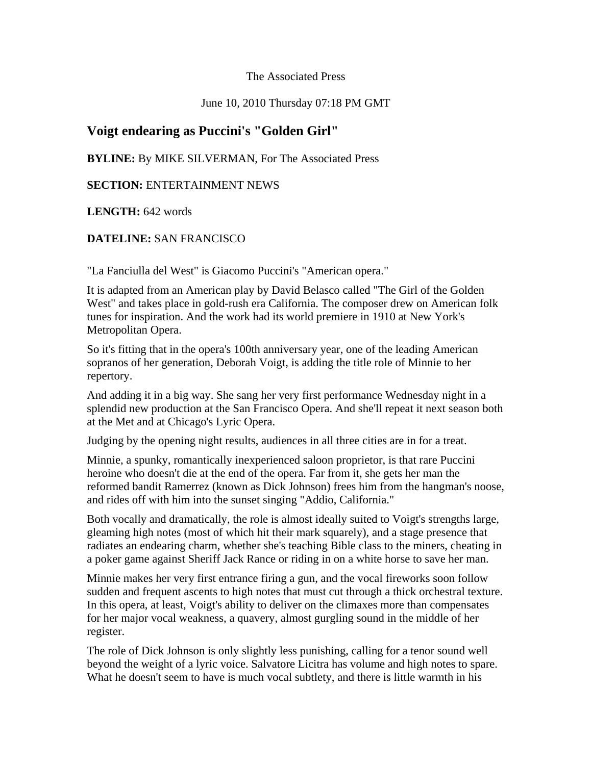The Associated Press

June 10, 2010 Thursday 07:18 PM GMT

## Voigt endearing as Puccini's "Golden Girl"

**BYLINE:** By MIKE SILVERMAN, For The Associated Press

**SECTION:** ENTERTAINMENT NEWS

**LENGTH:** 642 words

**DATELINE:** SAN FRANCISCO

"La Fanciulla del West" is Giacomo Puccini's "American opera."

It is adapted from an American play by David Belasco called "The Girl of the Golden West" and takes place in gold-rush era California. The composer drew on American folk tunes for inspiration. And the work had its world premiere in 1910 at New York's Metropolitan Opera.

So it's fitting that in the opera's 100th anniversary year, one of the leading American sopranos of her generation, Deborah Voigt, is adding the title role of Minnie to her repertory.

And adding it in a big way. She sang her very first performance Wednesday night in a splendid new production at the San Francisco Opera. And she'll repeat it next season both at the Met and at Chicago's Lyric Opera.

Judging by the opening night results, audiences in all three cities are in for a treat.

Minnie, a spunky, romantically inexperienced saloon proprietor, is that rare Puccini heroine who doesn't die at the end of the opera. Far from it, she gets her man the reformed bandit Ramerrez (known as Dick Johnson) frees him from the hangman's noose, and rides off with him into the sunset singing "Addio, California."

Both vocally and dramatically, the role is almost ideally suited to Voigt's strengths large, gleaming high notes (most of which hit their mark squarely), and a stage presence that radiates an endearing charm, whether she's teaching Bible class to the miners, cheating in a poker game against Sheriff Jack Rance or riding in on a white horse to save her man.

Minnie makes her very first entrance firing a gun, and the vocal fireworks soon follow sudden and frequent ascents to high notes that must cut through a thick orchestral texture. In this opera, at least, Voigt's ability to deliver on the climaxes more than compensates for her major vocal weakness, a quavery, almost gurgling sound in the middle of her register.

The role of Dick Johnson is only slightly less punishing, calling for a tenor sound well beyond the weight of a lyric voice. Salvatore Licitra has volume and high notes to spare. What he doesn't seem to have is much vocal subtlety, and there is little warmth in his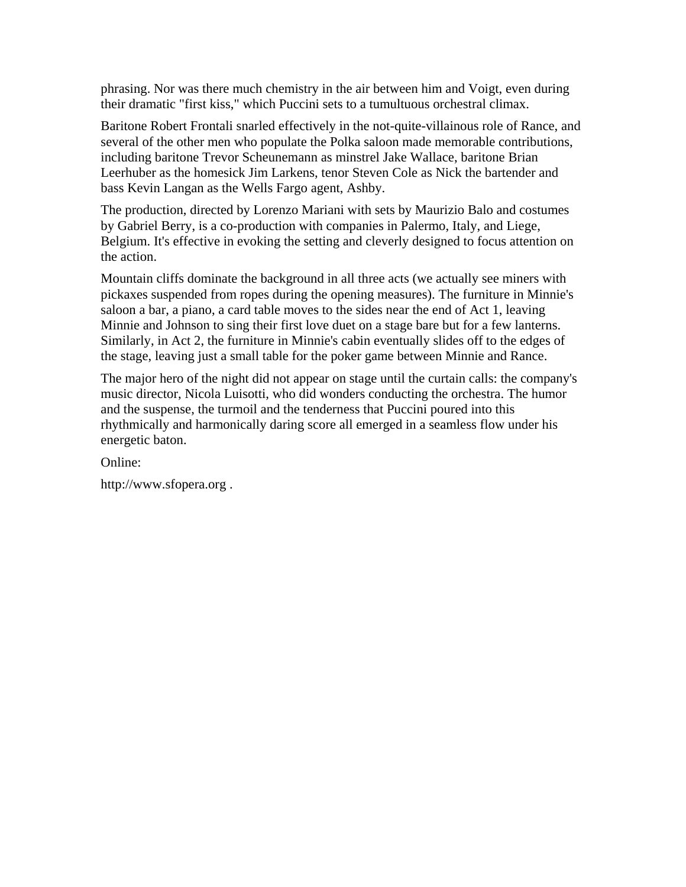phrasing. Nor was there much chemistry in the air between him and Voigt, even during their dramatic "first kiss," which Puccini sets to a tumultuous orchestral climax.

Baritone Robert Frontali snarled effectively in the not-quite-villainous role of Rance, and several of the other men who populate the Polka saloon made memorable contributions, including baritone Trevor Scheunemann as minstrel Jake Wallace, baritone Brian Leerhuber as the homesick Jim Larkens, tenor Steven Cole as Nick the bartender and bass Kevin Langan as the Wells Fargo agent, Ashby.

The production, directed by Lorenzo Mariani with sets by Maurizio Balo and costumes by Gabriel Berry, is a co-production with companies in Palermo, Italy, and Liege, Belgium. It's effective in evoking the setting and cleverly designed to focus attention on the action.

Mountain cliffs dominate the background in all three acts (we actually see miners with pickaxes suspended from ropes during the opening measures). The furniture in Minnie's saloon a bar, a piano, a card table moves to the sides near the end of Act 1, leaving Minnie and Johnson to sing their first love duet on a stage bare but for a few lanterns. Similarly, in Act 2, the furniture in Minnie's cabin eventually slides off to the edges of the stage, leaving just a small table for the poker game between Minnie and Rance.

The major hero of the night did not appear on stage until the curtain calls: the company's music director, Nicola Luisotti, who did wonders conducting the orchestra. The humor and the suspense, the turmoil and the tenderness that Puccini poured into this rhythmically and harmonically daring score all emerged in a seamless flow under his energetic baton.

Online:

http://www.sfopera.org .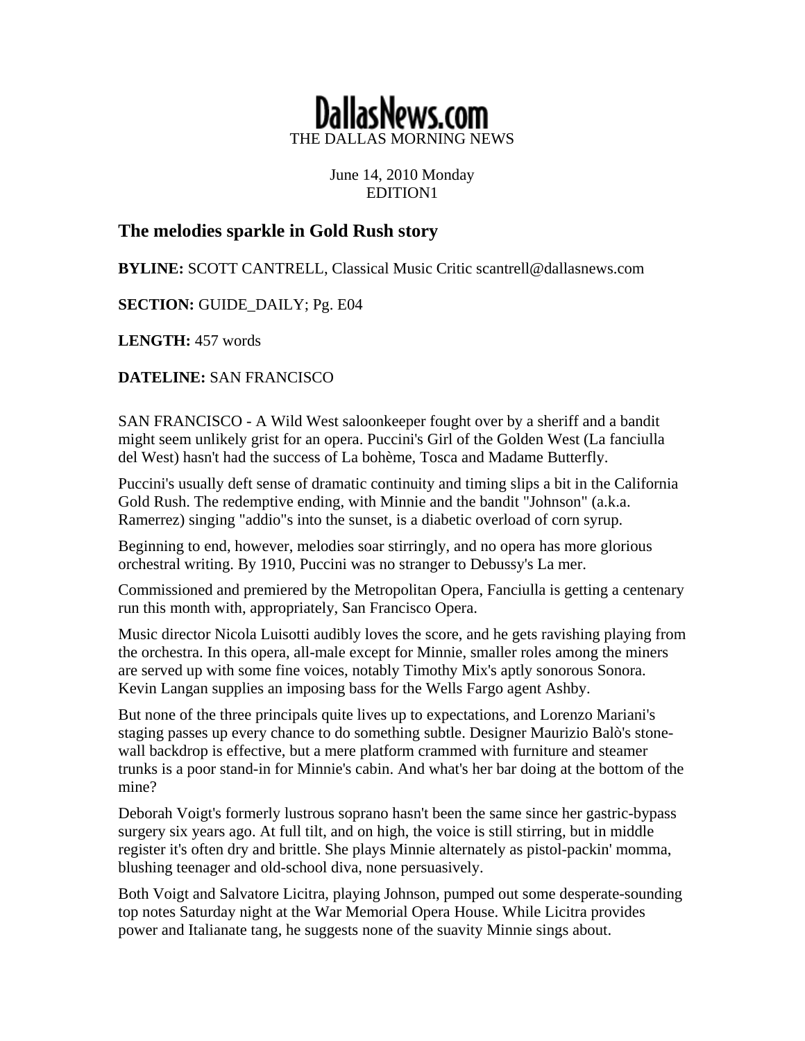DallasNews.com
THE DALLAS MORNING NEWS

June 14, 2010 Monday
EDITION1

## The melodies sparkle in Gold Rush story

**BYLINE:** SCOTT CANTRELL, Classical Music Critic scantrell@dallasnews.com

**SECTION:** GUIDE_DAILY; Pg. E04

**LENGTH:** 457 words

**DATELINE:** SAN FRANCISCO

SAN FRANCISCO - A Wild West saloonkeeper fought over by a sheriff and a bandit might seem unlikely grist for an opera. Puccini's Girl of the Golden West (La fanciulla del West) hasn't had the success of La bohème, Tosca and Madame Butterfly.

Puccini's usually deft sense of dramatic continuity and timing slips a bit in the California Gold Rush. The redemptive ending, with Minnie and the bandit "Johnson" (a.k.a. Ramerrez) singing "addio"s into the sunset, is a diabetic overload of corn syrup.

Beginning to end, however, melodies soar stirringly, and no opera has more glorious orchestral writing. By 1910, Puccini was no stranger to Debussy's La mer.

Commissioned and premiered by the Metropolitan Opera, Fanciulla is getting a centenary run this month with, appropriately, San Francisco Opera.

Music director Nicola Luisotti audibly loves the score, and he gets ravishing playing from the orchestra. In this opera, all-male except for Minnie, smaller roles among the miners are served up with some fine voices, notably Timothy Mix's aptly sonorous Sonora. Kevin Langan supplies an imposing bass for the Wells Fargo agent Ashby.

But none of the three principals quite lives up to expectations, and Lorenzo Mariani's staging passes up every chance to do something subtle. Designer Maurizio Balò's stone-wall backdrop is effective, but a mere platform crammed with furniture and steamer trunks is a poor stand-in for Minnie's cabin. And what's her bar doing at the bottom of the mine?

Deborah Voigt's formerly lustrous soprano hasn't been the same since her gastric-bypass surgery six years ago. At full tilt, and on high, the voice is still stirring, but in middle register it's often dry and brittle. She plays Minnie alternately as pistol-packin' momma, blushing teenager and old-school diva, none persuasively.

Both Voigt and Salvatore Licitra, playing Johnson, pumped out some desperate-sounding top notes Saturday night at the War Memorial Opera House. While Licitra provides power and Italianate tang, he suggests none of the suavity Minnie sings about.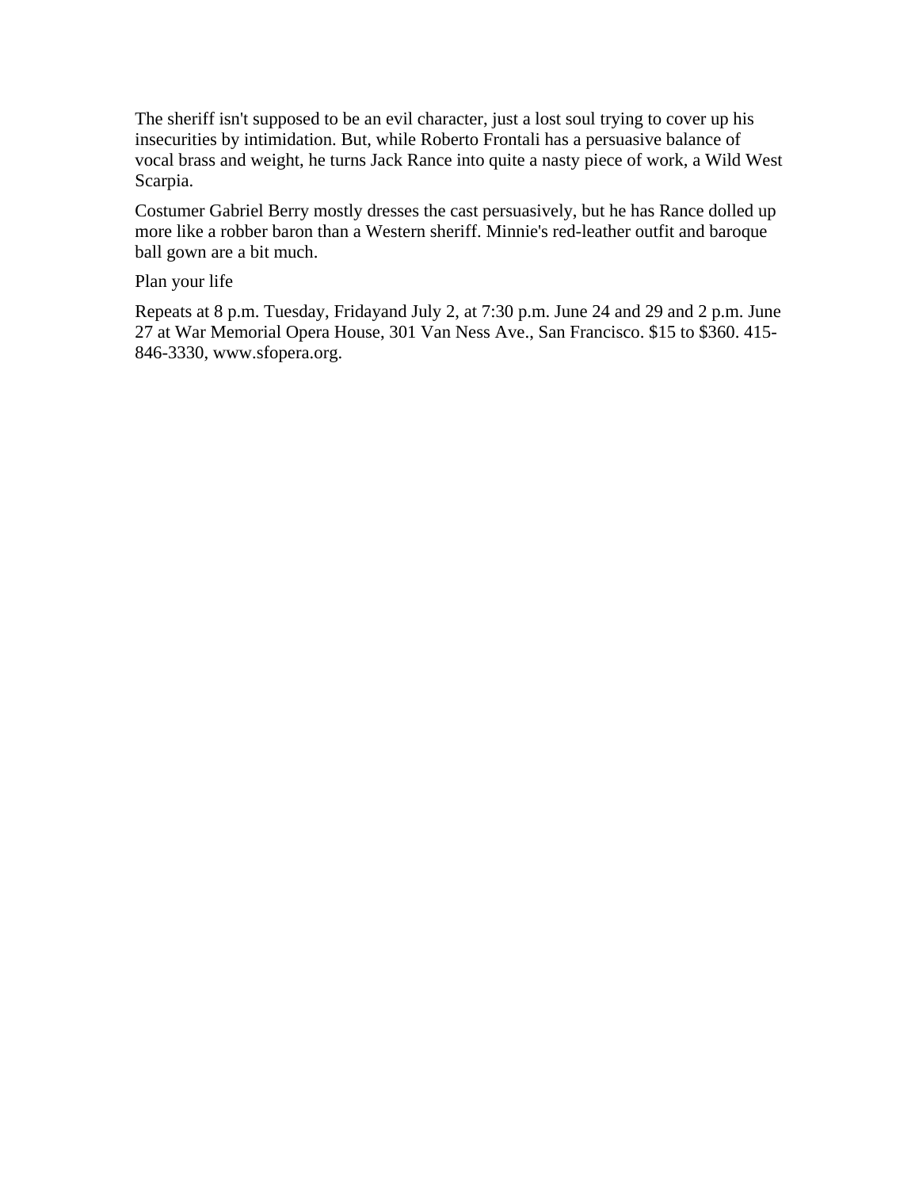The sheriff isn't supposed to be an evil character, just a lost soul trying to cover up his insecurities by intimidation. But, while Roberto Frontali has a persuasive balance of vocal brass and weight, he turns Jack Rance into quite a nasty piece of work, a Wild West Scarpia.

Costumer Gabriel Berry mostly dresses the cast persuasively, but he has Rance dolled up more like a robber baron than a Western sheriff. Minnie's red-leather outfit and baroque ball gown are a bit much.

Plan your life

Repeats at 8 p.m. Tuesday, Fridayand July 2, at 7:30 p.m. June 24 and 29 and 2 p.m. June 27 at War Memorial Opera House, 301 Van Ness Ave., San Francisco. $15 to $360. 415-846-3330, www.sfopera.org.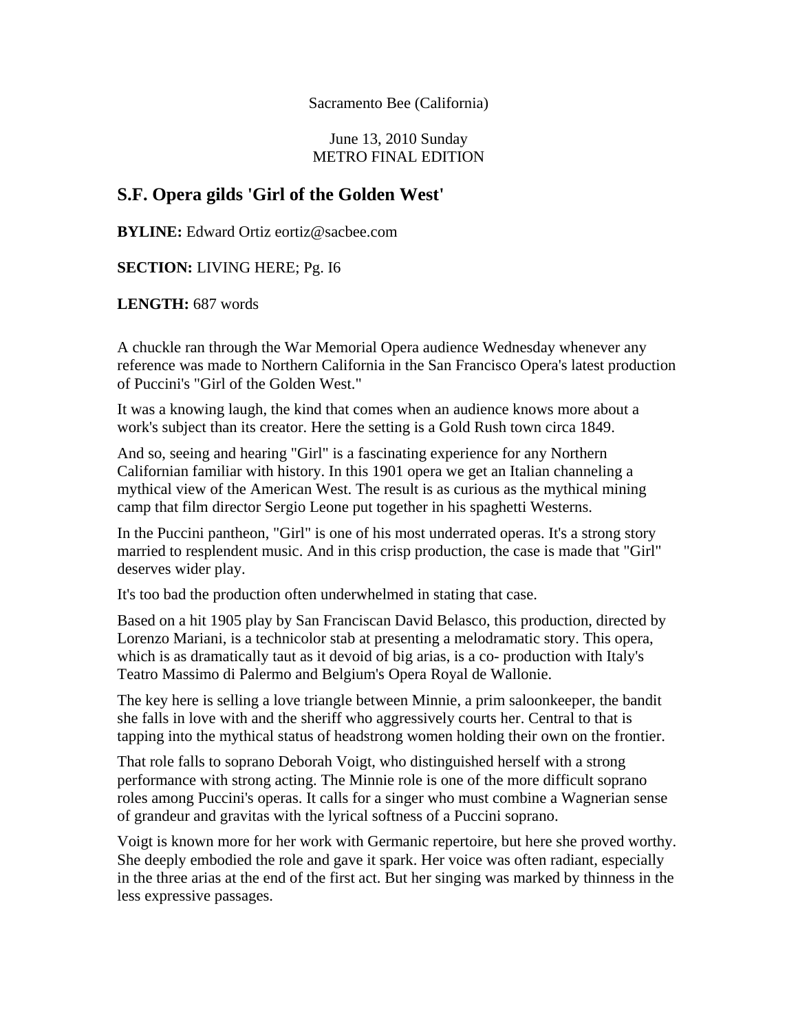Sacramento Bee (California)

June 13, 2010 Sunday
METRO FINAL EDITION

## S.F. Opera gilds 'Girl of the Golden West'

**BYLINE:** Edward Ortiz eortiz@sacbee.com

**SECTION:** LIVING HERE; Pg. I6

**LENGTH:** 687 words

A chuckle ran through the War Memorial Opera audience Wednesday whenever any reference was made to Northern California in the San Francisco Opera's latest production of Puccini's "Girl of the Golden West."

It was a knowing laugh, the kind that comes when an audience knows more about a work's subject than its creator. Here the setting is a Gold Rush town circa 1849.

And so, seeing and hearing "Girl" is a fascinating experience for any Northern Californian familiar with history. In this 1901 opera we get an Italian channeling a mythical view of the American West. The result is as curious as the mythical mining camp that film director Sergio Leone put together in his spaghetti Westerns.

In the Puccini pantheon, "Girl" is one of his most underrated operas. It's a strong story married to resplendent music. And in this crisp production, the case is made that "Girl" deserves wider play.

It's too bad the production often underwhelmed in stating that case.

Based on a hit 1905 play by San Franciscan David Belasco, this production, directed by Lorenzo Mariani, is a technicolor stab at presenting a melodramatic story. This opera, which is as dramatically taut as it devoid of big arias, is a co- production with Italy's Teatro Massimo di Palermo and Belgium's Opera Royal de Wallonie.

The key here is selling a love triangle between Minnie, a prim saloonkeeper, the bandit she falls in love with and the sheriff who aggressively courts her. Central to that is tapping into the mythical status of headstrong women holding their own on the frontier.

That role falls to soprano Deborah Voigt, who distinguished herself with a strong performance with strong acting. The Minnie role is one of the more difficult soprano roles among Puccini's operas. It calls for a singer who must combine a Wagnerian sense of grandeur and gravitas with the lyrical softness of a Puccini soprano.

Voigt is known more for her work with Germanic repertoire, but here she proved worthy. She deeply embodied the role and gave it spark. Her voice was often radiant, especially in the three arias at the end of the first act. But her singing was marked by thinness in the less expressive passages.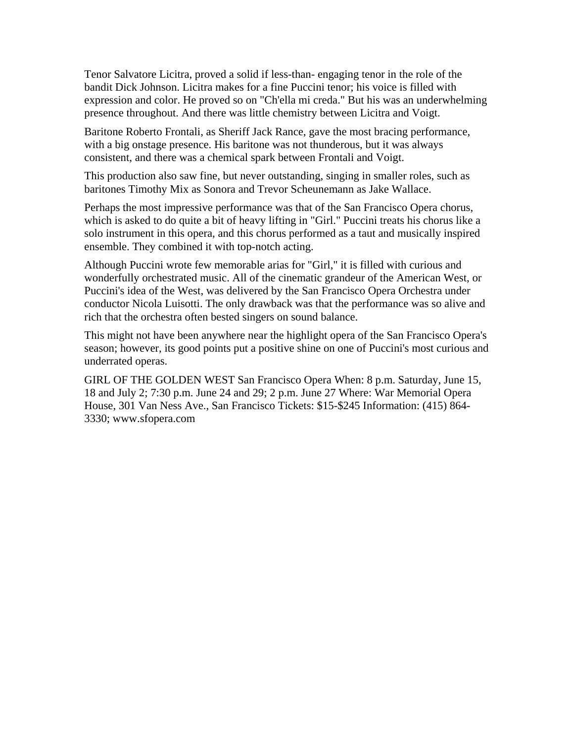Tenor Salvatore Licitra, proved a solid if less-than- engaging tenor in the role of the bandit Dick Johnson. Licitra makes for a fine Puccini tenor; his voice is filled with expression and color. He proved so on "Ch'ella mi creda." But his was an underwhelming presence throughout. And there was little chemistry between Licitra and Voigt.

Baritone Roberto Frontali, as Sheriff Jack Rance, gave the most bracing performance, with a big onstage presence. His baritone was not thunderous, but it was always consistent, and there was a chemical spark between Frontali and Voigt.

This production also saw fine, but never outstanding, singing in smaller roles, such as baritones Timothy Mix as Sonora and Trevor Scheunemann as Jake Wallace.

Perhaps the most impressive performance was that of the San Francisco Opera chorus, which is asked to do quite a bit of heavy lifting in "Girl." Puccini treats his chorus like a solo instrument in this opera, and this chorus performed as a taut and musically inspired ensemble. They combined it with top-notch acting.

Although Puccini wrote few memorable arias for "Girl," it is filled with curious and wonderfully orchestrated music. All of the cinematic grandeur of the American West, or Puccini's idea of the West, was delivered by the San Francisco Opera Orchestra under conductor Nicola Luisotti. The only drawback was that the performance was so alive and rich that the orchestra often bested singers on sound balance.

This might not have been anywhere near the highlight opera of the San Francisco Opera's season; however, its good points put a positive shine on one of Puccini's most curious and underrated operas.

GIRL OF THE GOLDEN WEST San Francisco Opera When: 8 p.m. Saturday, June 15, 18 and July 2; 7:30 p.m. June 24 and 29; 2 p.m. June 27 Where: War Memorial Opera House, 301 Van Ness Ave., San Francisco Tickets: $15-$245 Information: (415) 864-3330; www.sfopera.com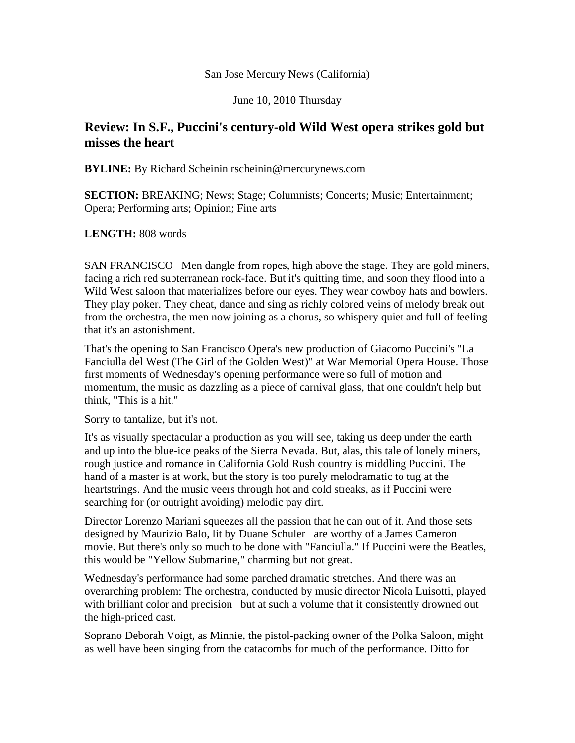San Jose Mercury News (California)

June 10, 2010 Thursday

## Review: In S.F., Puccini's century-old Wild West opera strikes gold but misses the heart

**BYLINE:** By Richard Scheinin rscheinin@mercurynews.com

**SECTION:** BREAKING; News; Stage; Columnists; Concerts; Music; Entertainment; Opera; Performing arts; Opinion; Fine arts

**LENGTH:** 808 words

SAN FRANCISCO   Men dangle from ropes, high above the stage. They are gold miners, facing a rich red subterranean rock-face. But it's quitting time, and soon they flood into a Wild West saloon that materializes before our eyes. They wear cowboy hats and bowlers. They play poker. They cheat, dance and sing as richly colored veins of melody break out from the orchestra, the men now joining as a chorus, so whispery quiet and full of feeling that it's an astonishment.

That's the opening to San Francisco Opera's new production of Giacomo Puccini's "La Fanciulla del West (The Girl of the Golden West)" at War Memorial Opera House. Those first moments of Wednesday's opening performance were so full of motion and momentum, the music as dazzling as a piece of carnival glass, that one couldn't help but think, "This is a hit."

Sorry to tantalize, but it's not.

It's as visually spectacular a production as you will see, taking us deep under the earth and up into the blue-ice peaks of the Sierra Nevada. But, alas, this tale of lonely miners, rough justice and romance in California Gold Rush country is middling Puccini. The hand of a master is at work, but the story is too purely melodramatic to tug at the heartstrings. And the music veers through hot and cold streaks, as if Puccini were searching for (or outright avoiding) melodic pay dirt.

Director Lorenzo Mariani squeezes all the passion that he can out of it. And those sets designed by Maurizio Balo, lit by Duane Schuler   are worthy of a James Cameron movie. But there's only so much to be done with "Fanciulla." If Puccini were the Beatles, this would be "Yellow Submarine," charming but not great.

Wednesday's performance had some parched dramatic stretches. And there was an overarching problem: The orchestra, conducted by music director Nicola Luisotti, played with brilliant color and precision   but at such a volume that it consistently drowned out the high-priced cast.

Soprano Deborah Voigt, as Minnie, the pistol-packing owner of the Polka Saloon, might as well have been singing from the catacombs for much of the performance. Ditto for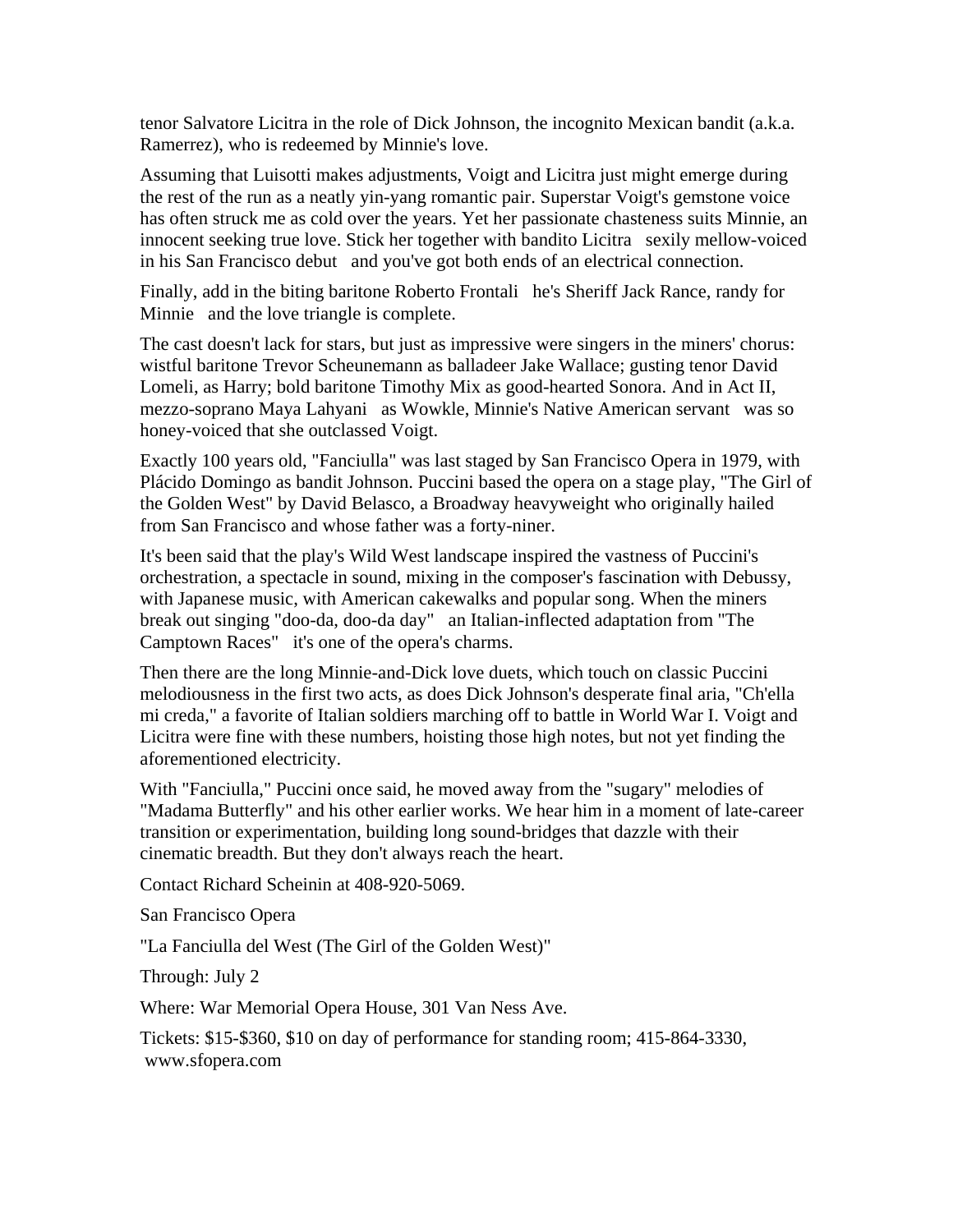tenor Salvatore Licitra in the role of Dick Johnson, the incognito Mexican bandit (a.k.a. Ramerrez), who is redeemed by Minnie's love.

Assuming that Luisotti makes adjustments, Voigt and Licitra just might emerge during the rest of the run as a neatly yin-yang romantic pair. Superstar Voigt's gemstone voice has often struck me as cold over the years. Yet her passionate chasteness suits Minnie, an innocent seeking true love. Stick her together with bandito Licitra   sexily mellow-voiced in his San Francisco debut   and you've got both ends of an electrical connection.

Finally, add in the biting baritone Roberto Frontali   he's Sheriff Jack Rance, randy for Minnie   and the love triangle is complete.

The cast doesn't lack for stars, but just as impressive were singers in the miners' chorus: wistful baritone Trevor Scheunemann as balladeer Jake Wallace; gusting tenor David Lomeli, as Harry; bold baritone Timothy Mix as good-hearted Sonora. And in Act II, mezzo-soprano Maya Lahyani   as Wowkle, Minnie's Native American servant   was so honey-voiced that she outclassed Voigt.

Exactly 100 years old, "Fanciulla" was last staged by San Francisco Opera in 1979, with Plácido Domingo as bandit Johnson. Puccini based the opera on a stage play, "The Girl of the Golden West" by David Belasco, a Broadway heavyweight who originally hailed from San Francisco and whose father was a forty-niner.

It's been said that the play's Wild West landscape inspired the vastness of Puccini's orchestration, a spectacle in sound, mixing in the composer's fascination with Debussy, with Japanese music, with American cakewalks and popular song. When the miners break out singing "doo-da, doo-da day"   an Italian-inflected adaptation from "The Camptown Races"   it's one of the opera's charms.

Then there are the long Minnie-and-Dick love duets, which touch on classic Puccini melodiousness in the first two acts, as does Dick Johnson's desperate final aria, "Ch'ella mi creda," a favorite of Italian soldiers marching off to battle in World War I. Voigt and Licitra were fine with these numbers, hoisting those high notes, but not yet finding the aforementioned electricity.

With "Fanciulla," Puccini once said, he moved away from the "sugary" melodies of "Madama Butterfly" and his other earlier works. We hear him in a moment of late-career transition or experimentation, building long sound-bridges that dazzle with their cinematic breadth. But they don't always reach the heart.

Contact Richard Scheinin at 408-920-5069.

San Francisco Opera

"La Fanciulla del West (The Girl of the Golden West)"

Through: July 2

Where: War Memorial Opera House, 301 Van Ness Ave.

Tickets: $15-$360, $10 on day of performance for standing room; 415-864-3330, www.sfopera.com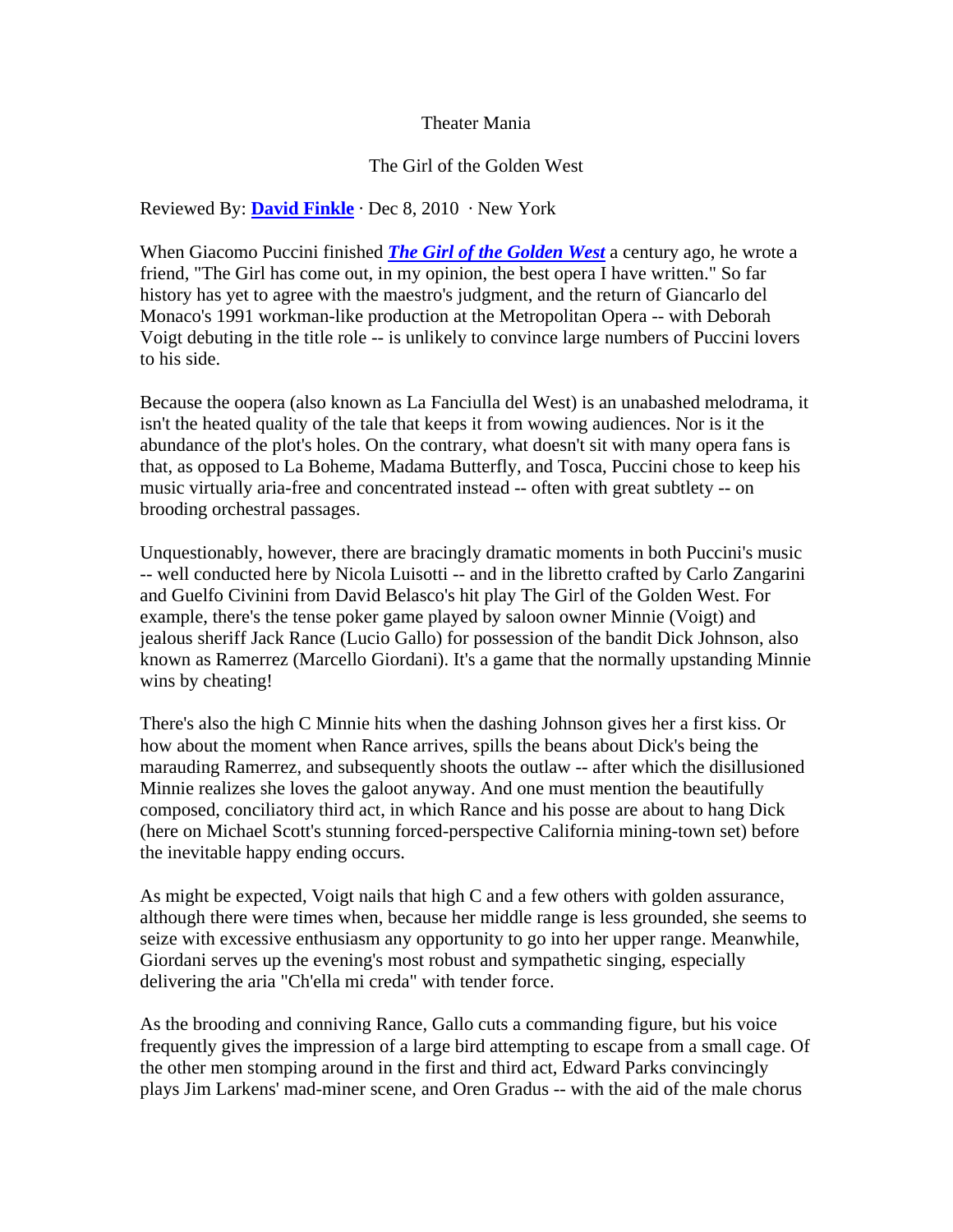Theater Mania

The Girl of the Golden West

Reviewed By: **David Finkle** · Dec 8, 2010 · New York

When Giacomo Puccini finished ***The Girl of the Golden West*** a century ago, he wrote a friend, "The Girl has come out, in my opinion, the best opera I have written." So far history has yet to agree with the maestro's judgment, and the return of Giancarlo del Monaco's 1991 workman-like production at the Metropolitan Opera -- with Deborah Voigt debuting in the title role -- is unlikely to convince large numbers of Puccini lovers to his side.

Because the oopera (also known as La Fanciulla del West) is an unabashed melodrama, it isn't the heated quality of the tale that keeps it from wowing audiences. Nor is it the abundance of the plot's holes. On the contrary, what doesn't sit with many opera fans is that, as opposed to La Boheme, Madama Butterfly, and Tosca, Puccini chose to keep his music virtually aria-free and concentrated instead -- often with great subtlety -- on brooding orchestral passages.

Unquestionably, however, there are bracingly dramatic moments in both Puccini's music -- well conducted here by Nicola Luisotti -- and in the libretto crafted by Carlo Zangarini and Guelfo Civinini from David Belasco's hit play The Girl of the Golden West. For example, there's the tense poker game played by saloon owner Minnie (Voigt) and jealous sheriff Jack Rance (Lucio Gallo) for possession of the bandit Dick Johnson, also known as Ramerrez (Marcello Giordani). It's a game that the normally upstanding Minnie wins by cheating!

There's also the high C Minnie hits when the dashing Johnson gives her a first kiss. Or how about the moment when Rance arrives, spills the beans about Dick's being the marauding Ramerrez, and subsequently shoots the outlaw -- after which the disillusioned Minnie realizes she loves the galoot anyway. And one must mention the beautifully composed, conciliatory third act, in which Rance and his posse are about to hang Dick (here on Michael Scott's stunning forced-perspective California mining-town set) before the inevitable happy ending occurs.

As might be expected, Voigt nails that high C and a few others with golden assurance, although there were times when, because her middle range is less grounded, she seems to seize with excessive enthusiasm any opportunity to go into her upper range. Meanwhile, Giordani serves up the evening's most robust and sympathetic singing, especially delivering the aria "Ch'ella mi creda" with tender force.

As the brooding and conniving Rance, Gallo cuts a commanding figure, but his voice frequently gives the impression of a large bird attempting to escape from a small cage. Of the other men stomping around in the first and third act, Edward Parks convincingly plays Jim Larkens' mad-miner scene, and Oren Gradus -- with the aid of the male chorus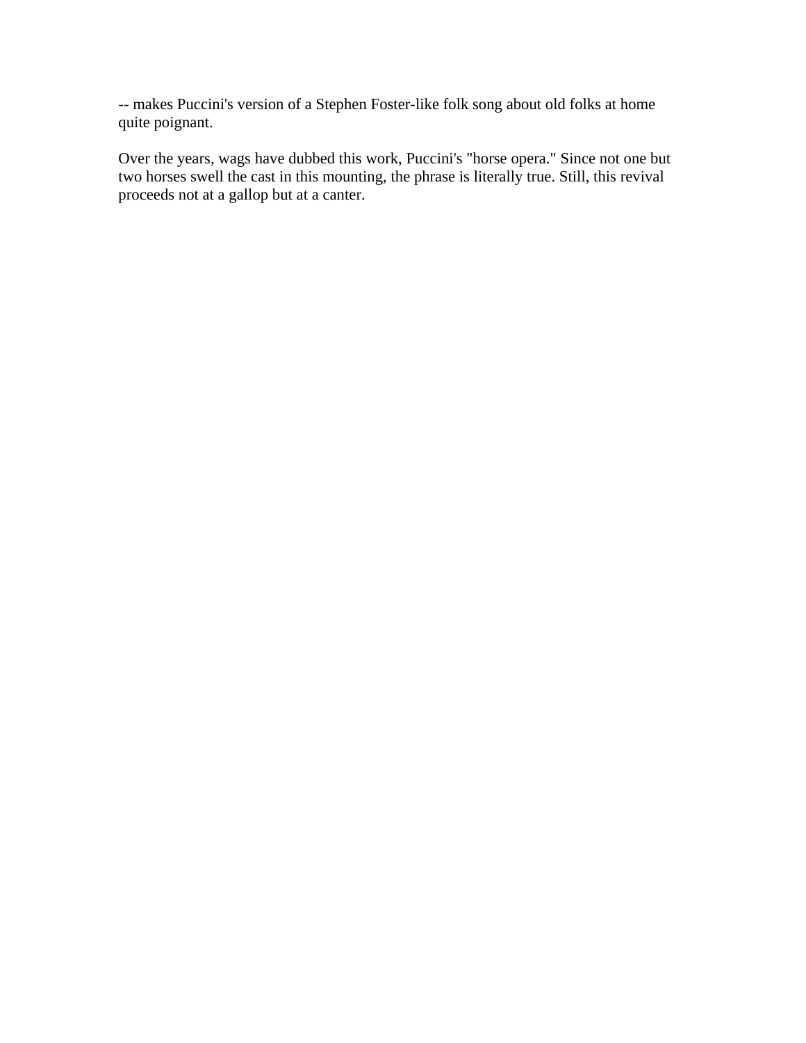-- makes Puccini's version of a Stephen Foster-like folk song about old folks at home quite poignant.

Over the years, wags have dubbed this work, Puccini's "horse opera." Since not one but two horses swell the cast in this mounting, the phrase is literally true. Still, this revival proceeds not at a gallop but at a canter.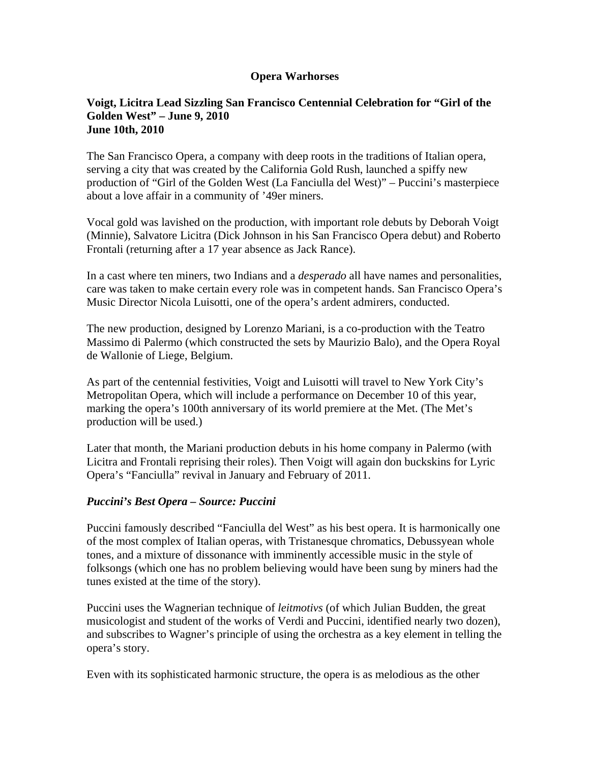**Opera Warhorses**

**Voigt, Licitra Lead Sizzling San Francisco Centennial Celebration for "Girl of the Golden West" – June 9, 2010**
**June 10th, 2010**

The San Francisco Opera, a company with deep roots in the traditions of Italian opera, serving a city that was created by the California Gold Rush, launched a spiffy new production of "Girl of the Golden West (La Fanciulla del West)" – Puccini's masterpiece about a love affair in a community of '49er miners.

Vocal gold was lavished on the production, with important role debuts by Deborah Voigt (Minnie), Salvatore Licitra (Dick Johnson in his San Francisco Opera debut) and Roberto Frontali (returning after a 17 year absence as Jack Rance).

In a cast where ten miners, two Indians and a *desperado* all have names and personalities, care was taken to make certain every role was in competent hands. San Francisco Opera's Music Director Nicola Luisotti, one of the opera's ardent admirers, conducted.

The new production, designed by Lorenzo Mariani, is a co-production with the Teatro Massimo di Palermo (which constructed the sets by Maurizio Balo), and the Opera Royal de Wallonie of Liege, Belgium.

As part of the centennial festivities, Voigt and Luisotti will travel to New York City's Metropolitan Opera, which will include a performance on December 10 of this year, marking the opera's 100th anniversary of its world premiere at the Met. (The Met's production will be used.)

Later that month, the Mariani production debuts in his home company in Palermo (with Licitra and Frontali reprising their roles). Then Voigt will again don buckskins for Lyric Opera's "Fanciulla" revival in January and February of 2011.

***Puccini's Best Opera – Source: Puccini***

Puccini famously described "Fanciulla del West" as his best opera. It is harmonically one of the most complex of Italian operas, with Tristanesque chromatics, Debussyean whole tones, and a mixture of dissonance with imminently accessible music in the style of folksongs (which one has no problem believing would have been sung by miners had the tunes existed at the time of the story).

Puccini uses the Wagnerian technique of *leitmotivs* (of which Julian Budden, the great musicologist and student of the works of Verdi and Puccini, identified nearly two dozen), and subscribes to Wagner's principle of using the orchestra as a key element in telling the opera's story.

Even with its sophisticated harmonic structure, the opera is as melodious as the other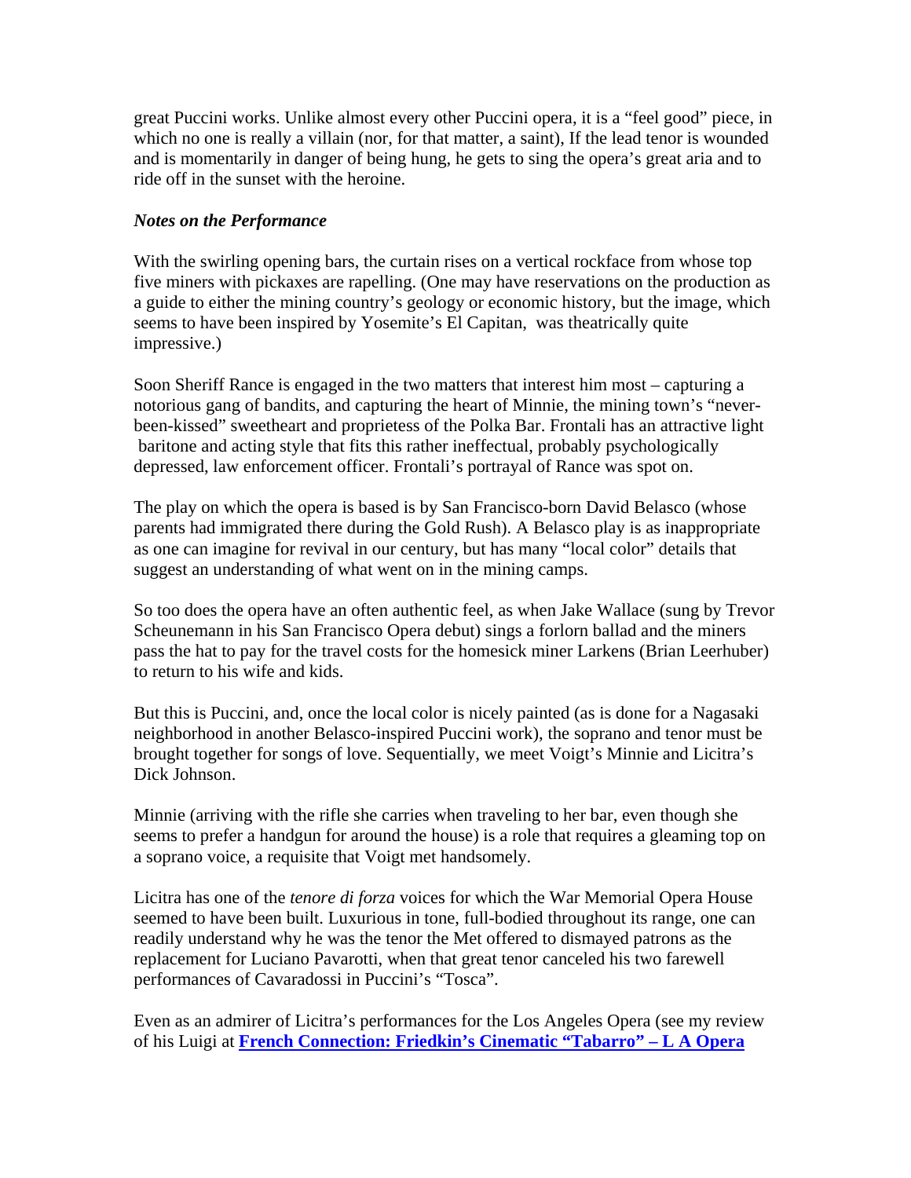great Puccini works. Unlike almost every other Puccini opera, it is a "feel good" piece, in which no one is really a villain (nor, for that matter, a saint), If the lead tenor is wounded and is momentarily in danger of being hung, he gets to sing the opera's great aria and to ride off in the sunset with the heroine.

***Notes on the Performance***

With the swirling opening bars, the curtain rises on a vertical rockface from whose top five miners with pickaxes are rapelling. (One may have reservations on the production as a guide to either the mining country's geology or economic history, but the image, which seems to have been inspired by Yosemite's El Capitan, was theatrically quite impressive.)

Soon Sheriff Rance is engaged in the two matters that interest him most – capturing a notorious gang of bandits, and capturing the heart of Minnie, the mining town's "never-been-kissed" sweetheart and proprietess of the Polka Bar. Frontali has an attractive light baritone and acting style that fits this rather ineffectual, probably psychologically depressed, law enforcement officer. Frontali's portrayal of Rance was spot on.

The play on which the opera is based is by San Francisco-born David Belasco (whose parents had immigrated there during the Gold Rush). A Belasco play is as inappropriate as one can imagine for revival in our century, but has many "local color" details that suggest an understanding of what went on in the mining camps.

So too does the opera have an often authentic feel, as when Jake Wallace (sung by Trevor Scheunemann in his San Francisco Opera debut) sings a forlorn ballad and the miners pass the hat to pay for the travel costs for the homesick miner Larkens (Brian Leerhuber) to return to his wife and kids.

But this is Puccini, and, once the local color is nicely painted (as is done for a Nagasaki neighborhood in another Belasco-inspired Puccini work), the soprano and tenor must be brought together for songs of love. Sequentially, we meet Voigt's Minnie and Licitra's Dick Johnson.

Minnie (arriving with the rifle she carries when traveling to her bar, even though she seems to prefer a handgun for around the house) is a role that requires a gleaming top on a soprano voice, a requisite that Voigt met handsomely.

Licitra has one of the *tenore di forza* voices for which the War Memorial Opera House seemed to have been built. Luxurious in tone, full-bodied throughout its range, one can readily understand why he was the tenor the Met offered to dismayed patrons as the replacement for Luciano Pavarotti, when that great tenor canceled his two farewell performances of Cavaradossi in Puccini's "Tosca".

Even as an admirer of Licitra's performances for the Los Angeles Opera (see my review of his Luigi at **French Connection: Friedkin's Cinematic "Tabarro" – L A Opera**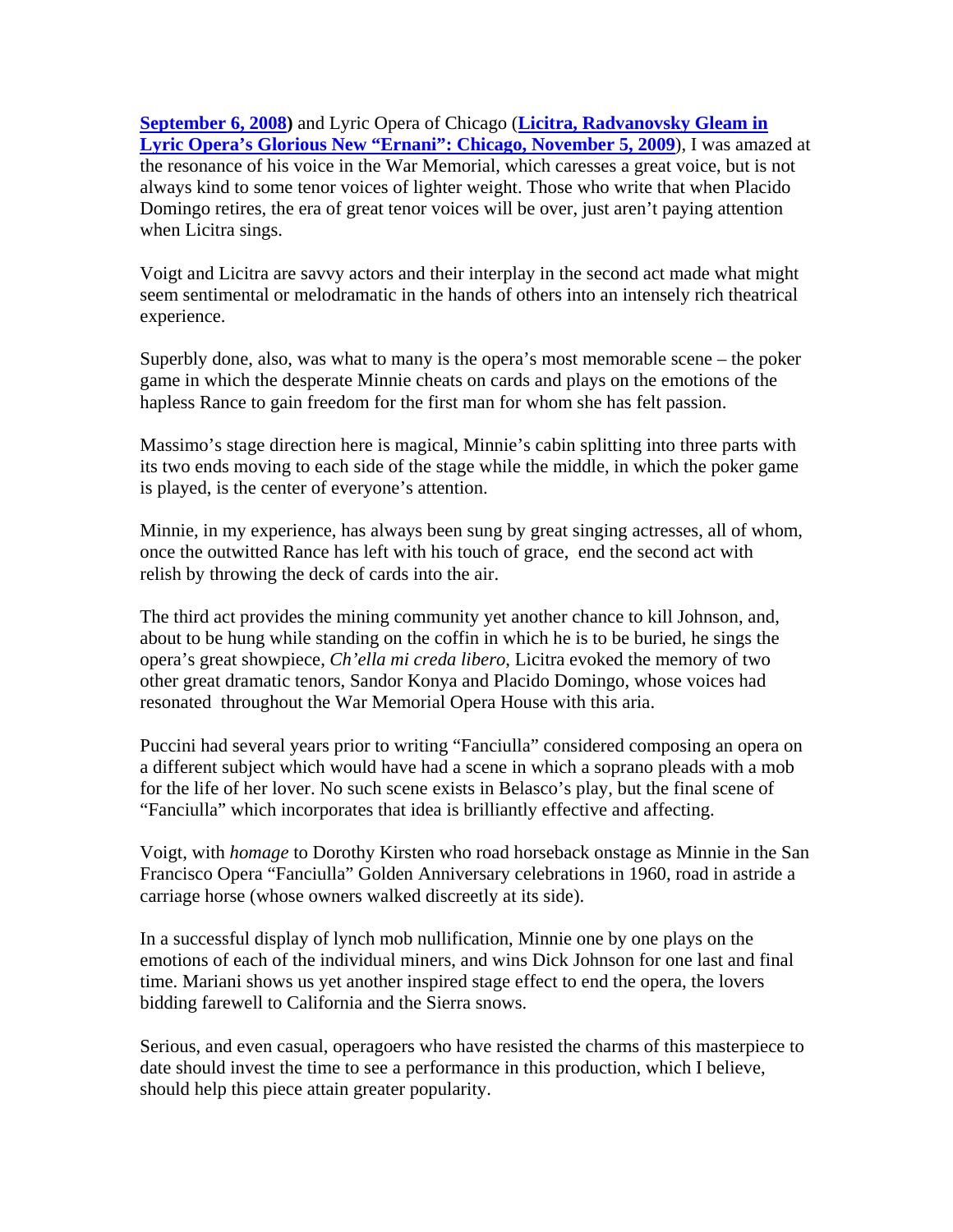**September 6, 2008)** and Lyric Opera of Chicago (**Licitra, Radvanovsky Gleam in Lyric Opera's Glorious New "Ernani": Chicago, November 5, 2009**), I was amazed at the resonance of his voice in the War Memorial, which caresses a great voice, but is not always kind to some tenor voices of lighter weight. Those who write that when Placido Domingo retires, the era of great tenor voices will be over, just aren't paying attention when Licitra sings.

Voigt and Licitra are savvy actors and their interplay in the second act made what might seem sentimental or melodramatic in the hands of others into an intensely rich theatrical experience.

Superbly done, also, was what to many is the opera's most memorable scene – the poker game in which the desperate Minnie cheats on cards and plays on the emotions of the hapless Rance to gain freedom for the first man for whom she has felt passion.

Massimo's stage direction here is magical, Minnie's cabin splitting into three parts with its two ends moving to each side of the stage while the middle, in which the poker game is played, is the center of everyone's attention.

Minnie, in my experience, has always been sung by great singing actresses, all of whom, once the outwitted Rance has left with his touch of grace, end the second act with relish by throwing the deck of cards into the air.

The third act provides the mining community yet another chance to kill Johnson, and, about to be hung while standing on the coffin in which he is to be buried, he sings the opera's great showpiece, *Ch'ella mi creda libero*, Licitra evoked the memory of two other great dramatic tenors, Sandor Konya and Placido Domingo, whose voices had resonated throughout the War Memorial Opera House with this aria.

Puccini had several years prior to writing "Fanciulla" considered composing an opera on a different subject which would have had a scene in which a soprano pleads with a mob for the life of her lover. No such scene exists in Belasco's play, but the final scene of "Fanciulla" which incorporates that idea is brilliantly effective and affecting.

Voigt, with *homage* to Dorothy Kirsten who road horseback onstage as Minnie in the San Francisco Opera "Fanciulla" Golden Anniversary celebrations in 1960, road in astride a carriage horse (whose owners walked discreetly at its side).

In a successful display of lynch mob nullification, Minnie one by one plays on the emotions of each of the individual miners, and wins Dick Johnson for one last and final time. Mariani shows us yet another inspired stage effect to end the opera, the lovers bidding farewell to California and the Sierra snows.

Serious, and even casual, operagoers who have resisted the charms of this masterpiece to date should invest the time to see a performance in this production, which I believe, should help this piece attain greater popularity.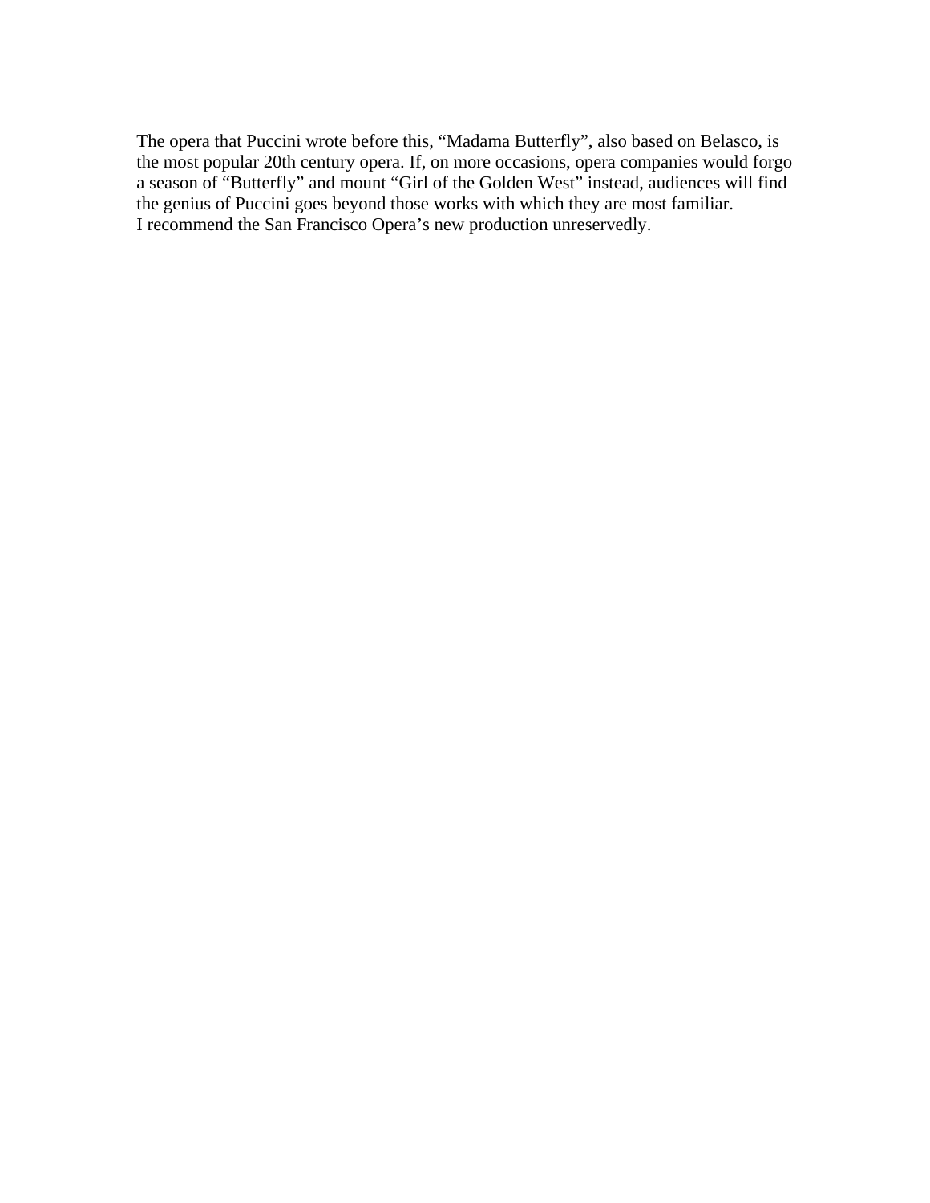The opera that Puccini wrote before this, “Madama Butterfly”, also based on Belasco, is the most popular 20th century opera. If, on more occasions, opera companies would forgo a season of “Butterfly” and mount “Girl of the Golden West” instead, audiences will find the genius of Puccini goes beyond those works with which they are most familiar.
I recommend the San Francisco Opera’s new production unreservedly.